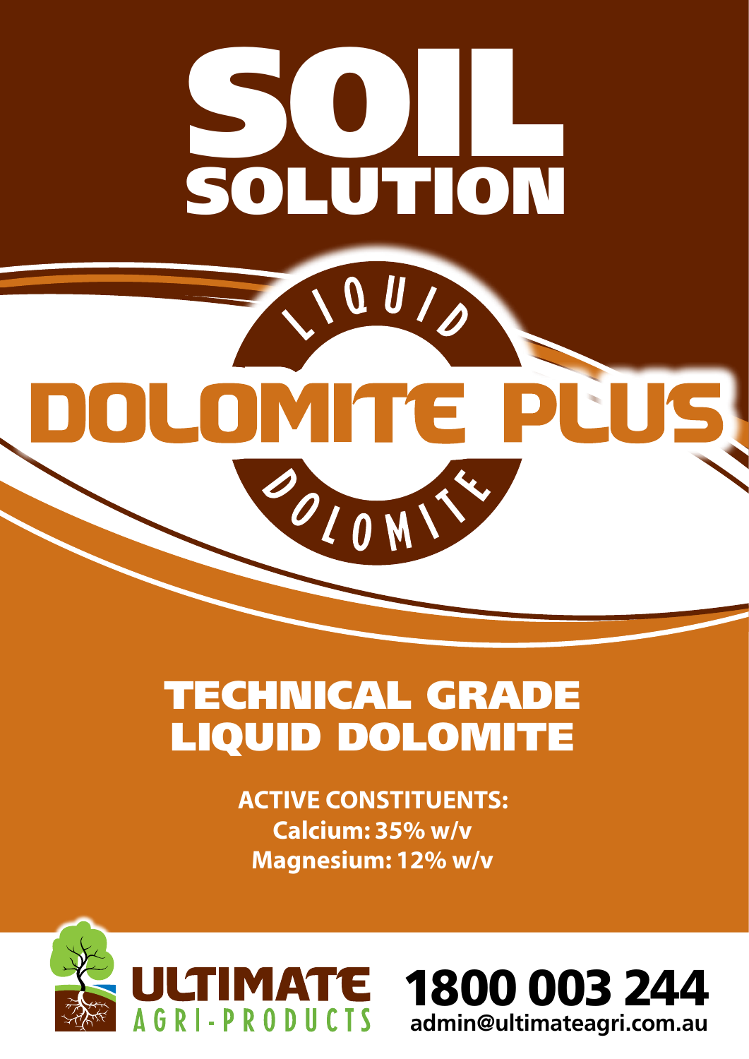# SOIL SOLUTION

LIQUID

# DOLOMITE PLUS

DOLOMITE

## TECHNICAL GRADE LIQUID DOLOMITE

**ACTIVE CONSTITUENTS:**
**Calcium: 35% w/v**
**Magnesium: 12% w/v**

ULTIMATE AGRI-PRODUCTS

**1800 003 244**
**admin@ultimateagri.com.au**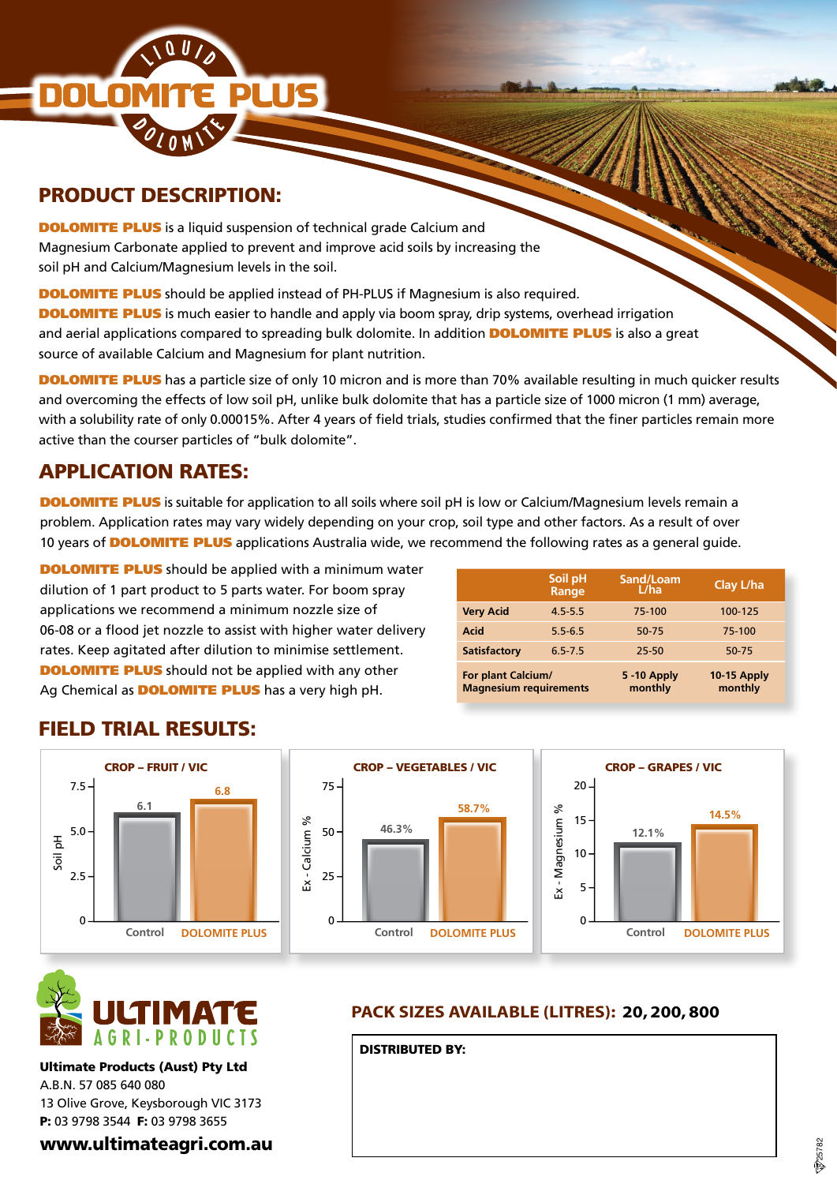# LIQUID DOLOMITE PLUS DOLOMITE

## PRODUCT DESCRIPTION:

**DOLOMITE PLUS** is a liquid suspension of technical grade Calcium and Magnesium Carbonate applied to prevent and improve acid soils by increasing the soil pH and Calcium/Magnesium levels in the soil.

**DOLOMITE PLUS** should be applied instead of PH-PLUS if Magnesium is also required. **DOLOMITE PLUS** is much easier to handle and apply via boom spray, drip systems, overhead irrigation and aerial applications compared to spreading bulk dolomite. In addition **DOLOMITE PLUS** is also a great source of available Calcium and Magnesium for plant nutrition.

**DOLOMITE PLUS** has a particle size of only 10 micron and is more than 70% available resulting in much quicker results and overcoming the effects of low soil pH, unlike bulk dolomite that has a particle size of 1000 micron (1 mm) average, with a solubility rate of only 0.00015%. After 4 years of field trials, studies confirmed that the finer particles remain more active than the courser particles of "bulk dolomite".

## APPLICATION RATES:

**DOLOMITE PLUS** is suitable for application to all soils where soil pH is low or Calcium/Magnesium levels remain a problem. Application rates may vary widely depending on your crop, soil type and other factors. As a result of over 10 years of **DOLOMITE PLUS** applications Australia wide, we recommend the following rates as a general guide.

**DOLOMITE PLUS** should be applied with a minimum water dilution of 1 part product to 5 parts water. For boom spray applications we recommend a minimum nozzle size of 06-08 or a flood jet nozzle to assist with higher water delivery rates. Keep agitated after dilution to minimise settlement. **DOLOMITE PLUS** should not be applied with any other Ag Chemical as **DOLOMITE PLUS** has a very high pH.

| | Soil pH Range | Sand/Loam L/ha | Clay L/ha |
|---|---|---|---|
| **Very Acid** | 4.5-5.5 | 75-100 | 100-125 |
| **Acid** | 5.5-6.5 | 50-75 | 75-100 |
| **Satisfactory** | 6.5-7.5 | 25-50 | 50-75 |
| **For plant Calcium/ Magnesium requirements** | | 5 -10 Apply monthly | 10-15 Apply monthly |

## FIELD TRIAL RESULTS:

CROP – FRUIT / VIC

Soil pH

7.5
5.0
2.5
0

6.1
6.8

Control
DOLOMITE PLUS

CROP – VEGETABLES / VIC

Ex - Calcium %

75
50
25
0

46.3%
58.7%

Control
DOLOMITE PLUS

CROP – GRAPES / VIC

Ex - Magnesium %

20
15
10
5
0

12.1%
14.5%

Control
DOLOMITE PLUS

ULTIMATE AGRI-PRODUCTS

**Ultimate Products (Aust) Pty Ltd**
A.B.N. 57 085 640 080
13 Olive Grove, Keysborough VIC 3173
**P:** 03 9798 3544 **F:** 03 9798 3655

**www.ultimateagri.com.au**

**PACK SIZES AVAILABLE (LITRES): 20, 200, 800**

**DISTRIBUTED BY:**